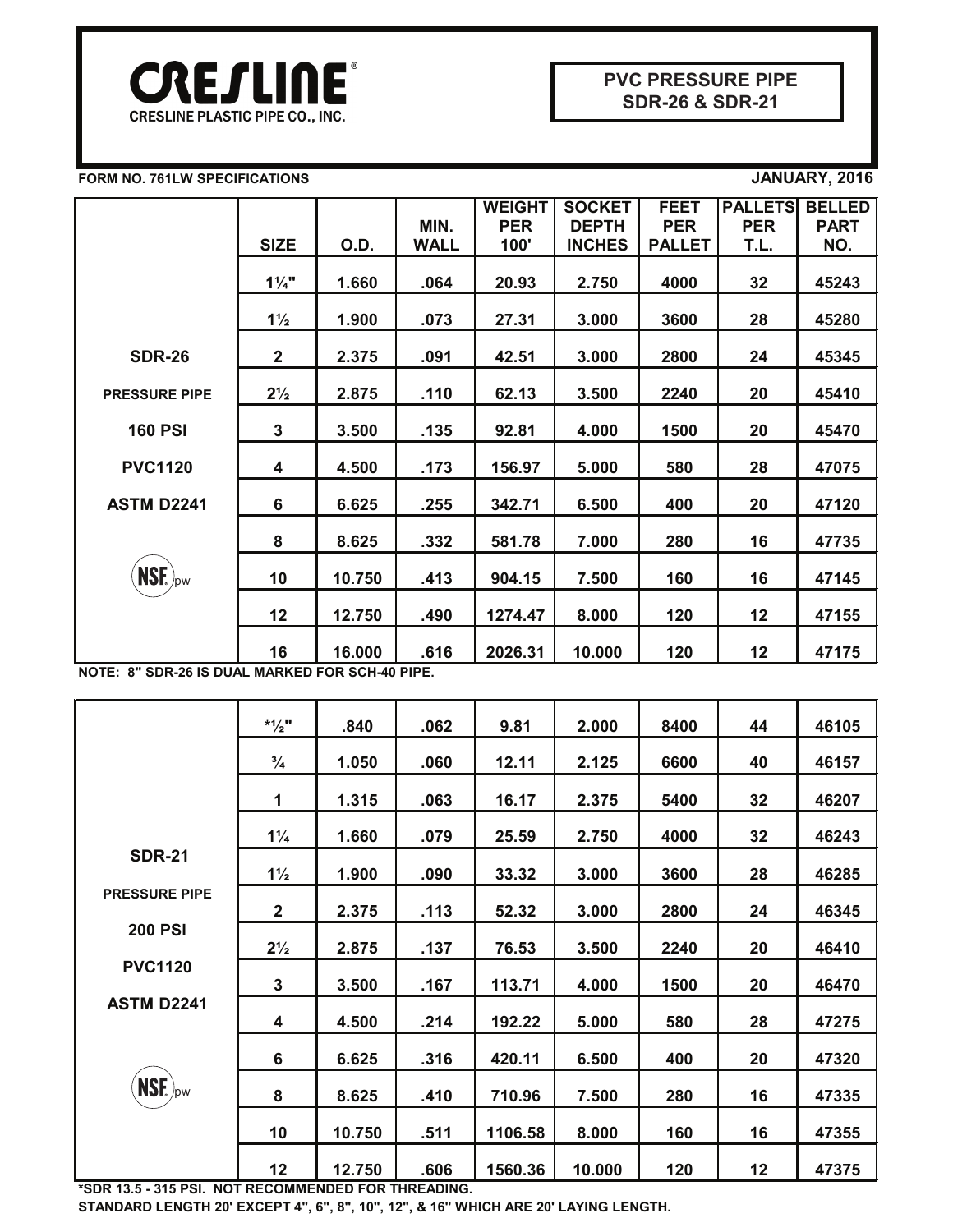# CRESLINE

CRESLINE PLASTIC PIPE CO., INC.

## PVC PRESSURE PIPE SDR-26 & SDR-21

**FORM NO. 761LW SPECIFICATIONS** **JANUARY, 2016**

| | SIZE | O.D. | MIN. WALL | WEIGHT PER 100' | SOCKET DEPTH INCHES | FEET PER PALLET | PALLETS PER T.L. | BELLED PART NO. |
|---|---|---|---|---|---|---|---|---|
| | 1¼" | 1.660 | .064 | 20.93 | 2.750 | 4000 | 32 | 45243 |
| | 1½ | 1.900 | .073 | 27.31 | 3.000 | 3600 | 28 | 45280 |
| **SDR-26** | 2 | 2.375 | .091 | 42.51 | 3.000 | 2800 | 24 | 45345 |
| **PRESSURE PIPE** | 2½ | 2.875 | .110 | 62.13 | 3.500 | 2240 | 20 | 45410 |
| **160 PSI** | 3 | 3.500 | .135 | 92.81 | 4.000 | 1500 | 20 | 45470 |
| **PVC1120** | 4 | 4.500 | .173 | 156.97 | 5.000 | 580 | 28 | 47075 |
| **ASTM D2241** | 6 | 6.625 | .255 | 342.71 | 6.500 | 400 | 20 | 47120 |
| | 8 | 8.625 | .332 | 581.78 | 7.000 | 280 | 16 | 47735 |
| NSF pw | 10 | 10.750 | .413 | 904.15 | 7.500 | 160 | 16 | 47145 |
| | 12 | 12.750 | .490 | 1274.47 | 8.000 | 120 | 12 | 47155 |
| | 16 | 16.000 | .616 | 2026.31 | 10.000 | 120 | 12 | 47175 |

NOTE: 8" SDR-26 IS DUAL MARKED FOR SCH-40 PIPE.

| | SIZE | O.D. | MIN. WALL | WEIGHT PER 100' | SOCKET DEPTH INCHES | FEET PER PALLET | PALLETS PER T.L. | BELLED PART NO. |
|---|---|---|---|---|---|---|---|---|
| | *½" | .840 | .062 | 9.81 | 2.000 | 8400 | 44 | 46105 |
| | ¾ | 1.050 | .060 | 12.11 | 2.125 | 6600 | 40 | 46157 |
| | 1 | 1.315 | .063 | 16.17 | 2.375 | 5400 | 32 | 46207 |
| **SDR-21** | 1¼ | 1.660 | .079 | 25.59 | 2.750 | 4000 | 32 | 46243 |
| **PRESSURE PIPE** | 1½ | 1.900 | .090 | 33.32 | 3.000 | 3600 | 28 | 46285 |
| **200 PSI** | 2 | 2.375 | .113 | 52.32 | 3.000 | 2800 | 24 | 46345 |
| **PVC1120** | 2½ | 2.875 | .137 | 76.53 | 3.500 | 2240 | 20 | 46410 |
| **ASTM D2241** | 3 | 3.500 | .167 | 113.71 | 4.000 | 1500 | 20 | 46470 |
| | 4 | 4.500 | .214 | 192.22 | 5.000 | 580 | 28 | 47275 |
| | 6 | 6.625 | .316 | 420.11 | 6.500 | 400 | 20 | 47320 |
| NSF pw | 8 | 8.625 | .410 | 710.96 | 7.500 | 280 | 16 | 47335 |
| | 10 | 10.750 | .511 | 1106.58 | 8.000 | 160 | 16 | 47355 |
| | 12 | 12.750 | .606 | 1560.36 | 10.000 | 120 | 12 | 47375 |

*SDR 13.5 - 315 PSI. NOT RECOMMENDED FOR THREADING.

STANDARD LENGTH 20' EXCEPT 4", 6", 8", 10", 12", & 16" WHICH ARE 20' LAYING LENGTH.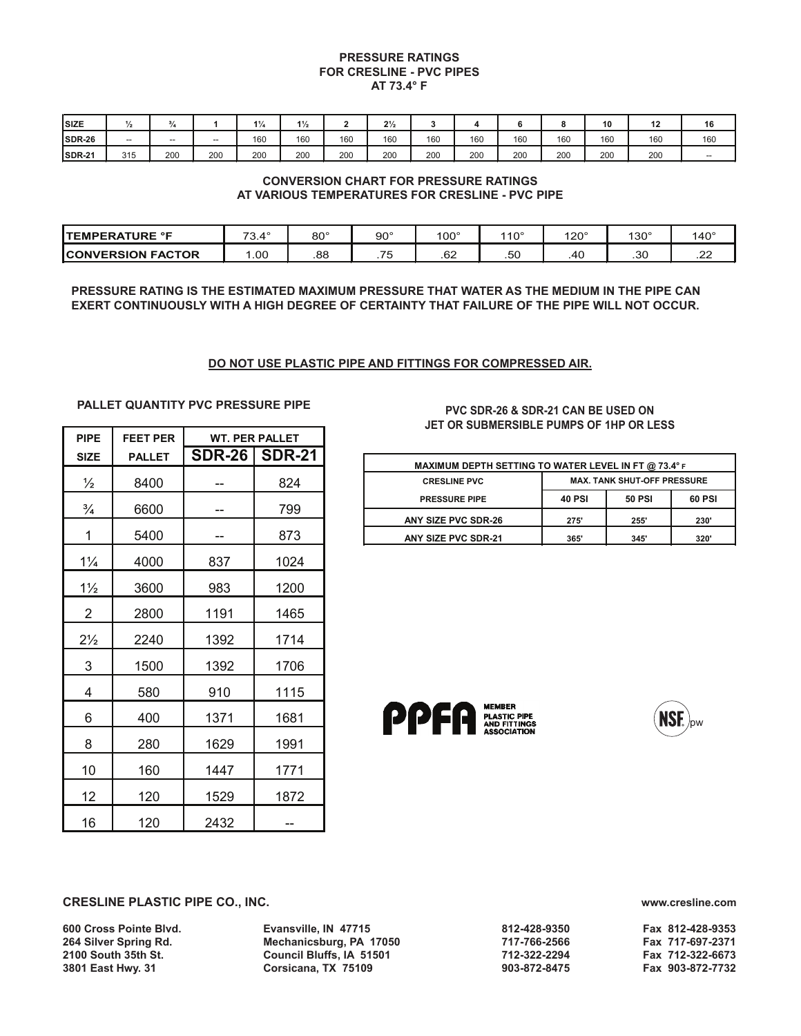## PRESSURE RATINGS FOR CRESLINE - PVC PIPES AT 73.4° F

| SIZE | ½ | ¾ | 1 | 1¼ | 1½ | 2 | 2½ | 3 | 4 | 6 | 8 | 10 | 12 | 16 |
|---|---|---|---|---|---|---|---|---|---|---|---|---|---|---|
| SDR-26 | -- | -- | -- | 160 | 160 | 160 | 160 | 160 | 160 | 160 | 160 | 160 | 160 | 160 |
| SDR-21 | 315 | 200 | 200 | 200 | 200 | 200 | 200 | 200 | 200 | 200 | 200 | 200 | 200 | -- |

## CONVERSION CHART FOR PRESSURE RATINGS AT VARIOUS TEMPERATURES FOR CRESLINE - PVC PIPE

| TEMPERATURE °F | 73.4° | 80° | 90° | 100° | 110° | 120° | 130° | 140° |
|---|---|---|---|---|---|---|---|---|
| CONVERSION FACTOR | 1.00 | .88 | .75 | .62 | .50 | .40 | .30 | .22 |

**PRESSURE RATING IS THE ESTIMATED MAXIMUM PRESSURE THAT WATER AS THE MEDIUM IN THE PIPE CAN EXERT CONTINUOUSLY WITH A HIGH DEGREE OF CERTAINTY THAT FAILURE OF THE PIPE WILL NOT OCCUR.**

**DO NOT USE PLASTIC PIPE AND FITTINGS FOR COMPRESSED AIR.**

### PALLET QUANTITY PVC PRESSURE PIPE

| PIPE SIZE | FEET PER PALLET | WT. PER PALLET SDR-26 | WT. PER PALLET SDR-21 |
|---|---|---|---|
| ½ | 8400 | -- | 824 |
| ¾ | 6600 | -- | 799 |
| 1 | 5400 | -- | 873 |
| 1¼ | 4000 | 837 | 1024 |
| 1½ | 3600 | 983 | 1200 |
| 2 | 2800 | 1191 | 1465 |
| 2½ | 2240 | 1392 | 1714 |
| 3 | 1500 | 1392 | 1706 |
| 4 | 580 | 910 | 1115 |
| 6 | 400 | 1371 | 1681 |
| 8 | 280 | 1629 | 1991 |
| 10 | 160 | 1447 | 1771 |
| 12 | 120 | 1529 | 1872 |
| 16 | 120 | 2432 | -- |

### PVC SDR-26 & SDR-21 CAN BE USED ON JET OR SUBMERSIBLE PUMPS OF 1HP OR LESS

| MAXIMUM DEPTH SETTING TO WATER LEVEL IN FT @ 73.4° F | | | |
|---|---|---|---|
| CRESLINE PVC PRESSURE PIPE | MAX. TANK SHUT-OFF PRESSURE 40 PSI | 50 PSI | 60 PSI |
| ANY SIZE PVC SDR-26 | 275' | 255' | 230' |
| ANY SIZE PVC SDR-21 | 365' | 345' | 320' |

PPFA MEMBER PLASTIC PIPE AND FITTINGS ASSOCIATION

NSF pw

**CRESLINE PLASTIC PIPE CO., INC.**

www.cresline.com

600 Cross Pointe Blvd. — Evansville, IN 47715 — 812-428-9350 — Fax 812-428-9353
264 Silver Spring Rd. — Mechanicsburg, PA 17050 — 717-766-2566 — Fax 717-697-2371
2100 South 35th St. — Council Bluffs, IA 51501 — 712-322-2294 — Fax 712-322-6673
3801 East Hwy. 31 — Corsicana, TX 75109 — 903-872-8475 — Fax 903-872-7732